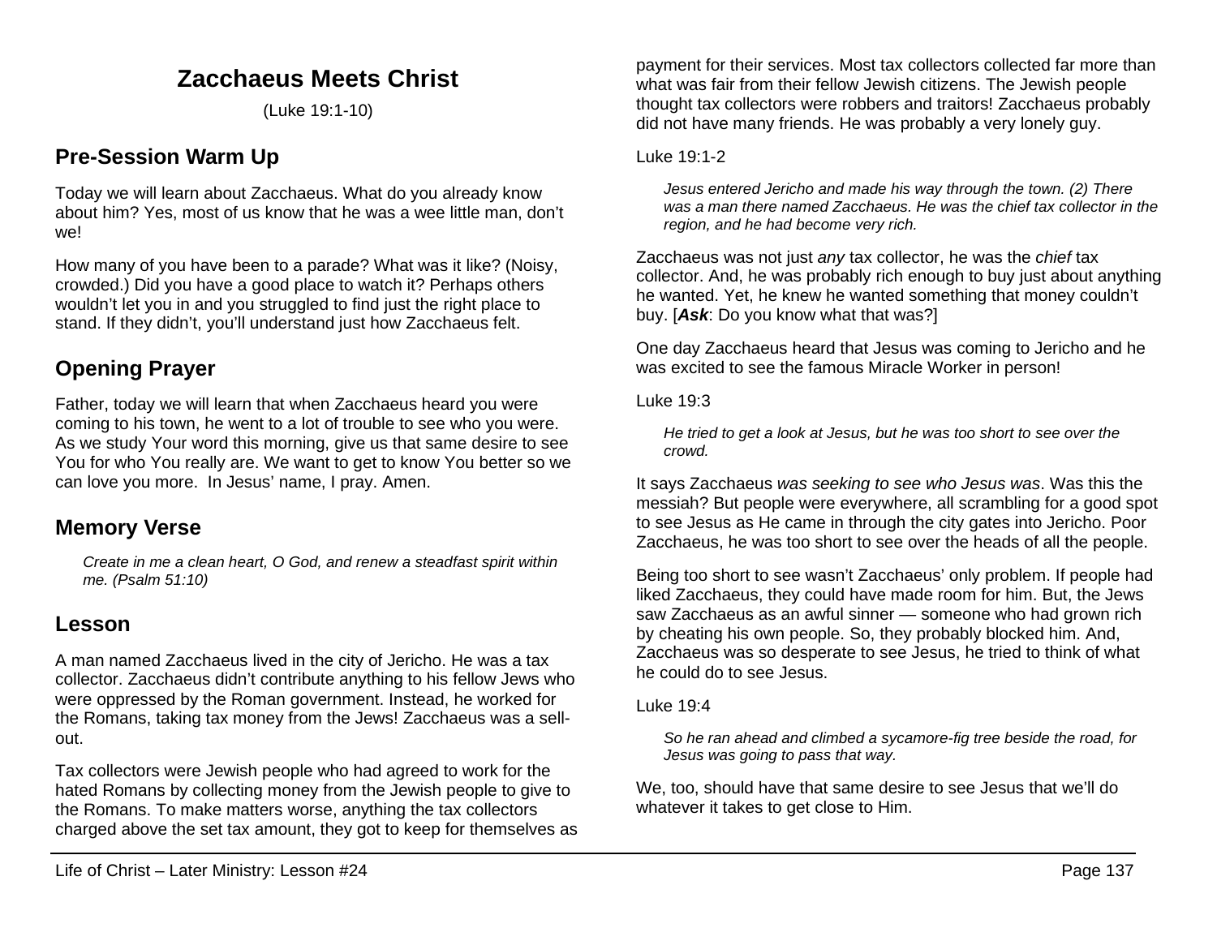# Zacchaeus Meets Christ

(Luke 19:1-10)

## Pre-Session Warm Up

Today we will learn about Zacchaeus. What do you already know about him? Yes, most of us know that he was a wee little man, don't we!

How many of you have been to a parade? What was it like? (Noisy, crowded.) Did you have a good place to watch it? Perhaps others wouldn't let you in and you struggled to find just the right place to stand. If they didn't, you'll understand just how Zacchaeus felt.

## Opening Prayer

Father, today we will learn that when Zacchaeus heard you were coming to his town, he went to a lot of trouble to see who you were. As we study Your word this morning, give us that same desire to see You for who You really are. We want to get to know You better so we can love you more. In Jesus' name, I pray. Amen.

## Memory Verse

> *Create in me a clean heart, O God, and renew a steadfast spirit within me. (Psalm 51:10)*

## Lesson

A man named Zacchaeus lived in the city of Jericho. He was a tax collector. Zacchaeus didn't contribute anything to his fellow Jews who were oppressed by the Roman government. Instead, he worked for the Romans, taking tax money from the Jews! Zacchaeus was a sell-out.

Tax collectors were Jewish people who had agreed to work for the hated Romans by collecting money from the Jewish people to give to the Romans. To make matters worse, anything the tax collectors charged above the set tax amount, they got to keep for themselves as payment for their services. Most tax collectors collected far more than what was fair from their fellow Jewish citizens. The Jewish people thought tax collectors were robbers and traitors! Zacchaeus probably did not have many friends. He was probably a very lonely guy.

Luke 19:1-2

> *Jesus entered Jericho and made his way through the town. (2) There was a man there named Zacchaeus. He was the chief tax collector in the region, and he had become very rich.*

Zacchaeus was not just *any* tax collector, he was the *chief* tax collector. And, he was probably rich enough to buy just about anything he wanted. Yet, he knew he wanted something that money couldn't buy. [***Ask***: Do you know what that was?]

One day Zacchaeus heard that Jesus was coming to Jericho and he was excited to see the famous Miracle Worker in person!

Luke 19:3

> *He tried to get a look at Jesus, but he was too short to see over the crowd.*

It says Zacchaeus *was seeking to see who Jesus was*. Was this the messiah? But people were everywhere, all scrambling for a good spot to see Jesus as He came in through the city gates into Jericho. Poor Zacchaeus, he was too short to see over the heads of all the people.

Being too short to see wasn't Zacchaeus' only problem. If people had liked Zacchaeus, they could have made room for him. But, the Jews saw Zacchaeus as an awful sinner — someone who had grown rich by cheating his own people. So, they probably blocked him. And, Zacchaeus was so desperate to see Jesus, he tried to think of what he could do to see Jesus.

Luke 19:4

> *So he ran ahead and climbed a sycamore-fig tree beside the road, for Jesus was going to pass that way.*

We, too, should have that same desire to see Jesus that we'll do whatever it takes to get close to Him.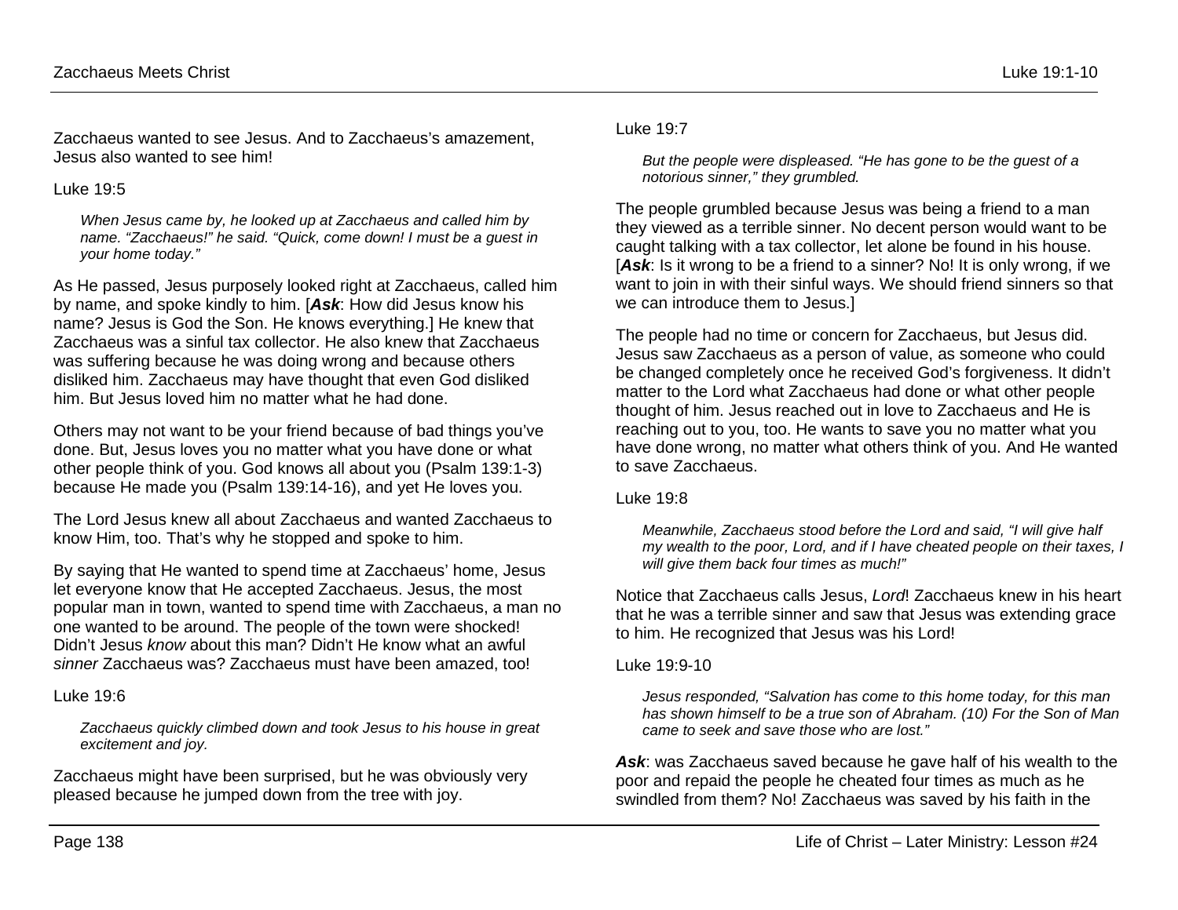Zacchaeus wanted to see Jesus. And to Zacchaeus's amazement, Jesus also wanted to see him!

Luke 19:5

> *When Jesus came by, he looked up at Zacchaeus and called him by name. "Zacchaeus!" he said. "Quick, come down! I must be a guest in your home today."*

As He passed, Jesus purposely looked right at Zacchaeus, called him by name, and spoke kindly to him. [***Ask***: How did Jesus know his name? Jesus is God the Son. He knows everything.] He knew that Zacchaeus was a sinful tax collector. He also knew that Zacchaeus was suffering because he was doing wrong and because others disliked him. Zacchaeus may have thought that even God disliked him. But Jesus loved him no matter what he had done.

Others may not want to be your friend because of bad things you've done. But, Jesus loves you no matter what you have done or what other people think of you. God knows all about you (Psalm 139:1-3) because He made you (Psalm 139:14-16), and yet He loves you.

The Lord Jesus knew all about Zacchaeus and wanted Zacchaeus to know Him, too. That's why he stopped and spoke to him.

By saying that He wanted to spend time at Zacchaeus' home, Jesus let everyone know that He accepted Zacchaeus. Jesus, the most popular man in town, wanted to spend time with Zacchaeus, a man no one wanted to be around. The people of the town were shocked! Didn't Jesus *know* about this man? Didn't He know what an awful *sinner* Zacchaeus was? Zacchaeus must have been amazed, too!

Luke 19:6

> *Zacchaeus quickly climbed down and took Jesus to his house in great excitement and joy.*

Zacchaeus might have been surprised, but he was obviously very pleased because he jumped down from the tree with joy.

Luke 19:7

> *But the people were displeased. "He has gone to be the guest of a notorious sinner," they grumbled.*

The people grumbled because Jesus was being a friend to a man they viewed as a terrible sinner. No decent person would want to be caught talking with a tax collector, let alone be found in his house. [***Ask***: Is it wrong to be a friend to a sinner? No! It is only wrong, if we want to join in with their sinful ways. We should friend sinners so that we can introduce them to Jesus.]

The people had no time or concern for Zacchaeus, but Jesus did. Jesus saw Zacchaeus as a person of value, as someone who could be changed completely once he received God's forgiveness. It didn't matter to the Lord what Zacchaeus had done or what other people thought of him. Jesus reached out in love to Zacchaeus and He is reaching out to you, too. He wants to save you no matter what you have done wrong, no matter what others think of you. And He wanted to save Zacchaeus.

Luke 19:8

> *Meanwhile, Zacchaeus stood before the Lord and said, "I will give half my wealth to the poor, Lord, and if I have cheated people on their taxes, I will give them back four times as much!"*

Notice that Zacchaeus calls Jesus, *Lord*! Zacchaeus knew in his heart that he was a terrible sinner and saw that Jesus was extending grace to him. He recognized that Jesus was his Lord!

Luke 19:9-10

> *Jesus responded, "Salvation has come to this home today, for this man has shown himself to be a true son of Abraham. (10) For the Son of Man came to seek and save those who are lost."*

***Ask***: was Zacchaeus saved because he gave half of his wealth to the poor and repaid the people he cheated four times as much as he swindled from them? No! Zacchaeus was saved by his faith in the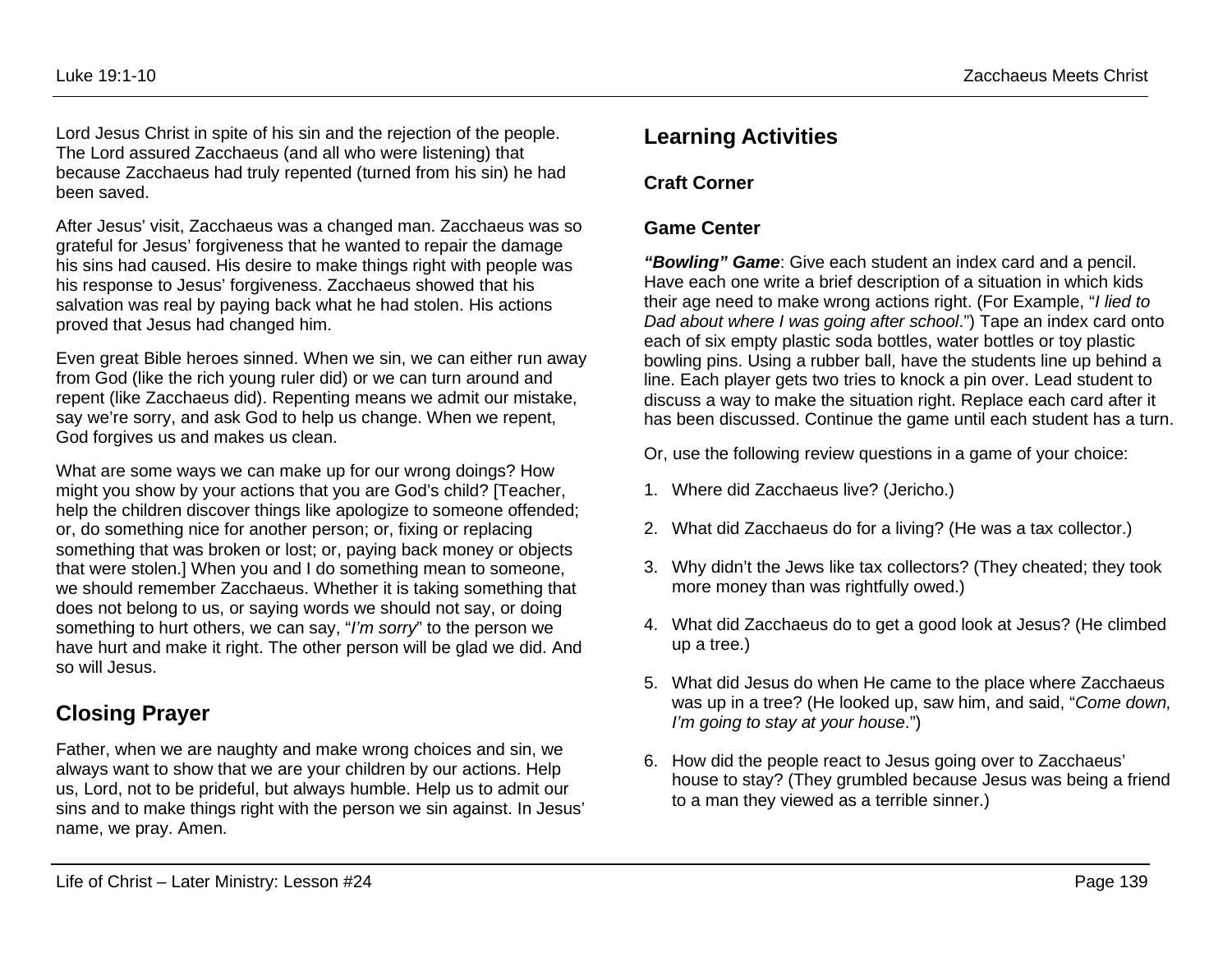Lord Jesus Christ in spite of his sin and the rejection of the people. The Lord assured Zacchaeus (and all who were listening) that because Zacchaeus had truly repented (turned from his sin) he had been saved.

After Jesus' visit, Zacchaeus was a changed man. Zacchaeus was so grateful for Jesus' forgiveness that he wanted to repair the damage his sins had caused. His desire to make things right with people was his response to Jesus' forgiveness. Zacchaeus showed that his salvation was real by paying back what he had stolen. His actions proved that Jesus had changed him.

Even great Bible heroes sinned. When we sin, we can either run away from God (like the rich young ruler did) or we can turn around and repent (like Zacchaeus did). Repenting means we admit our mistake, say we're sorry, and ask God to help us change. When we repent, God forgives us and makes us clean.

What are some ways we can make up for our wrong doings? How might you show by your actions that you are God's child? [Teacher, help the children discover things like apologize to someone offended; or, do something nice for another person; or, fixing or replacing something that was broken or lost; or, paying back money or objects that were stolen.] When you and I do something mean to someone, we should remember Zacchaeus. Whether it is taking something that does not belong to us, or saying words we should not say, or doing something to hurt others, we can say, "*I'm sorry*" to the person we have hurt and make it right. The other person will be glad we did. And so will Jesus.

## Closing Prayer

Father, when we are naughty and make wrong choices and sin, we always want to show that we are your children by our actions. Help us, Lord, not to be prideful, but always humble. Help us to admit our sins and to make things right with the person we sin against. In Jesus' name, we pray. Amen.

## Learning Activities

### Craft Corner

### Game Center

***"Bowling" Game***: Give each student an index card and a pencil. Have each one write a brief description of a situation in which kids their age need to make wrong actions right. (For Example, "*I lied to Dad about where I was going after school*.") Tape an index card onto each of six empty plastic soda bottles, water bottles or toy plastic bowling pins. Using a rubber ball, have the students line up behind a line. Each player gets two tries to knock a pin over. Lead student to discuss a way to make the situation right. Replace each card after it has been discussed. Continue the game until each student has a turn.

Or, use the following review questions in a game of your choice:

1. Where did Zacchaeus live? (Jericho.)
2. What did Zacchaeus do for a living? (He was a tax collector.)
3. Why didn't the Jews like tax collectors? (They cheated; they took more money than was rightfully owed.)
4. What did Zacchaeus do to get a good look at Jesus? (He climbed up a tree.)
5. What did Jesus do when He came to the place where Zacchaeus was up in a tree? (He looked up, saw him, and said, "*Come down, I'm going to stay at your house*.")
6. How did the people react to Jesus going over to Zacchaeus' house to stay? (They grumbled because Jesus was being a friend to a man they viewed as a terrible sinner.)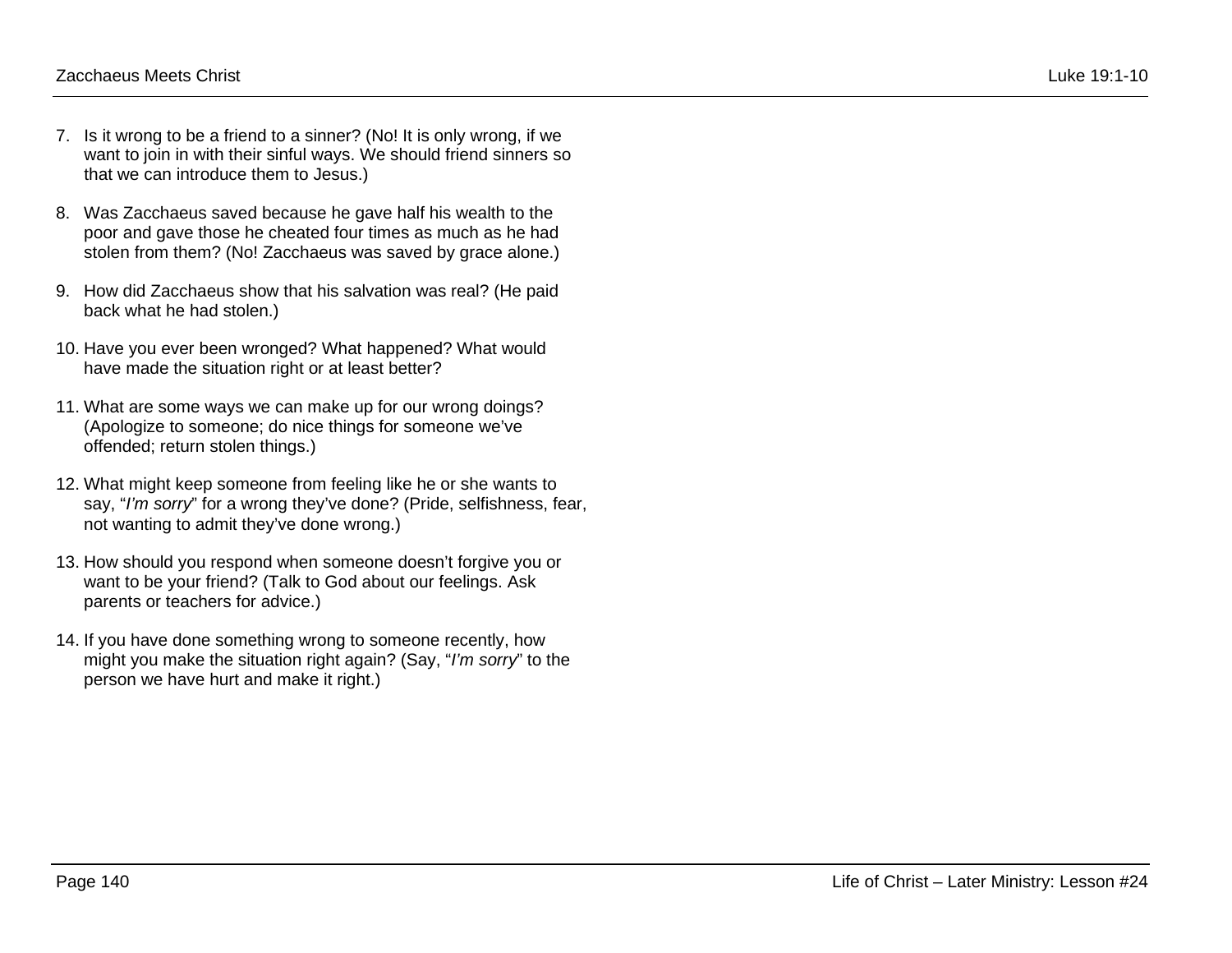7. Is it wrong to be a friend to a sinner? (No! It is only wrong, if we want to join in with their sinful ways. We should friend sinners so that we can introduce them to Jesus.)

8. Was Zacchaeus saved because he gave half his wealth to the poor and gave those he cheated four times as much as he had stolen from them? (No! Zacchaeus was saved by grace alone.)

9. How did Zacchaeus show that his salvation was real? (He paid back what he had stolen.)

10. Have you ever been wronged? What happened? What would have made the situation right or at least better?

11. What are some ways we can make up for our wrong doings? (Apologize to someone; do nice things for someone we've offended; return stolen things.)

12. What might keep someone from feeling like he or she wants to say, "*I'm sorry*" for a wrong they've done? (Pride, selfishness, fear, not wanting to admit they've done wrong.)

13. How should you respond when someone doesn't forgive you or want to be your friend? (Talk to God about our feelings. Ask parents or teachers for advice.)

14. If you have done something wrong to someone recently, how might you make the situation right again? (Say, "*I'm sorry*" to the person we have hurt and make it right.)